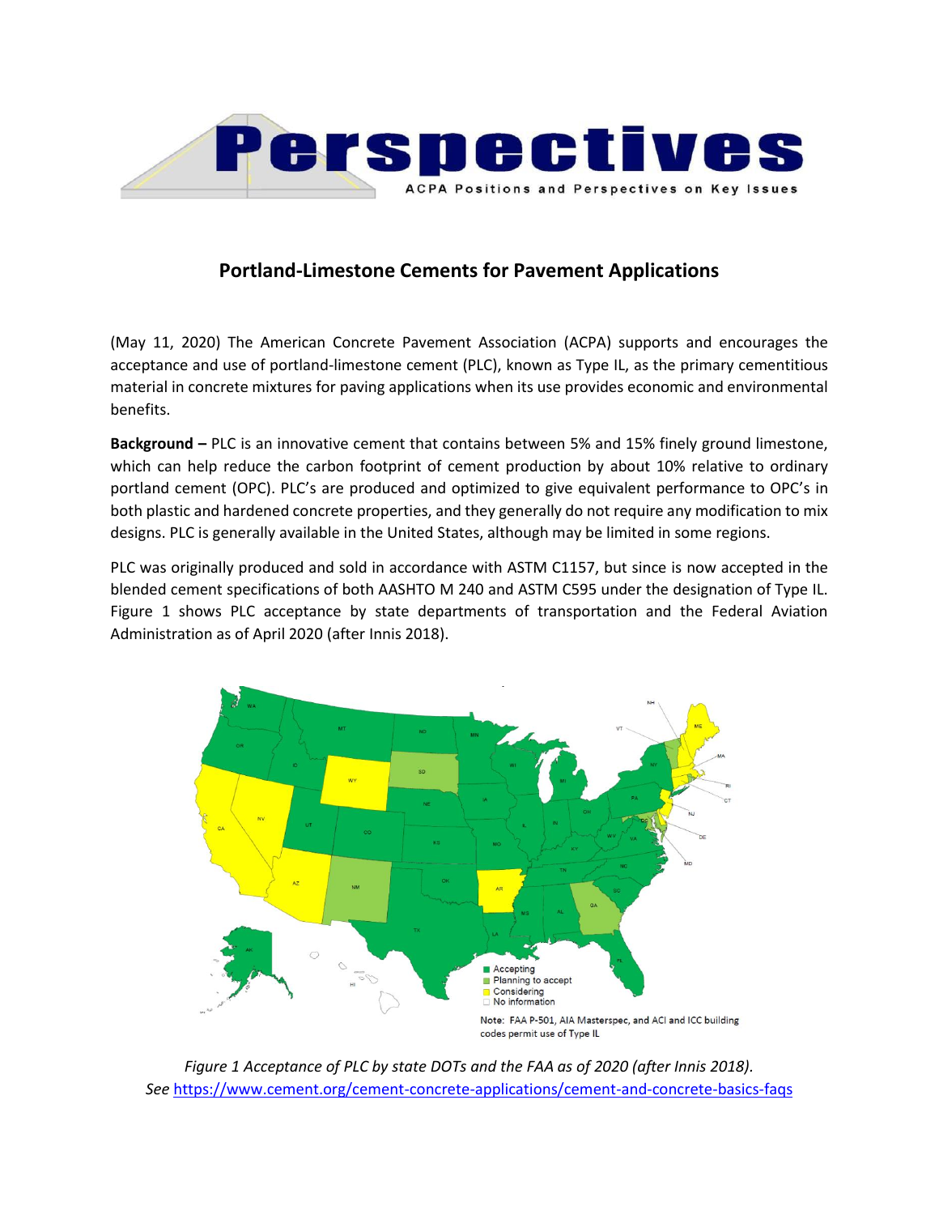# Perspectives

ACPA Positions and Perspectives on Key Issues

## Portland-Limestone Cements for Pavement Applications

(May 11, 2020) The American Concrete Pavement Association (ACPA) supports and encourages the acceptance and use of portland-limestone cement (PLC), known as Type IL, as the primary cementitious material in concrete mixtures for paving applications when its use provides economic and environmental benefits.

**Background –** PLC is an innovative cement that contains between 5% and 15% finely ground limestone, which can help reduce the carbon footprint of cement production by about 10% relative to ordinary portland cement (OPC). PLC's are produced and optimized to give equivalent performance to OPC's in both plastic and hardened concrete properties, and they generally do not require any modification to mix designs. PLC is generally available in the United States, although may be limited in some regions.

PLC was originally produced and sold in accordance with ASTM C1157, but since is now accepted in the blended cement specifications of both AASHTO M 240 and ASTM C595 under the designation of Type IL. Figure 1 shows PLC acceptance by state departments of transportation and the Federal Aviation Administration as of April 2020 (after Innis 2018).

Accepting
Planning to accept
Considering
No information

Note: FAA P-501, AIA Masterspec, and ACI and ICC building codes permit use of Type IL

*Figure 1 Acceptance of PLC by state DOTs and the FAA as of 2020 (after Innis 2018).*
*See* https://www.cement.org/cement-concrete-applications/cement-and-concrete-basics-faqs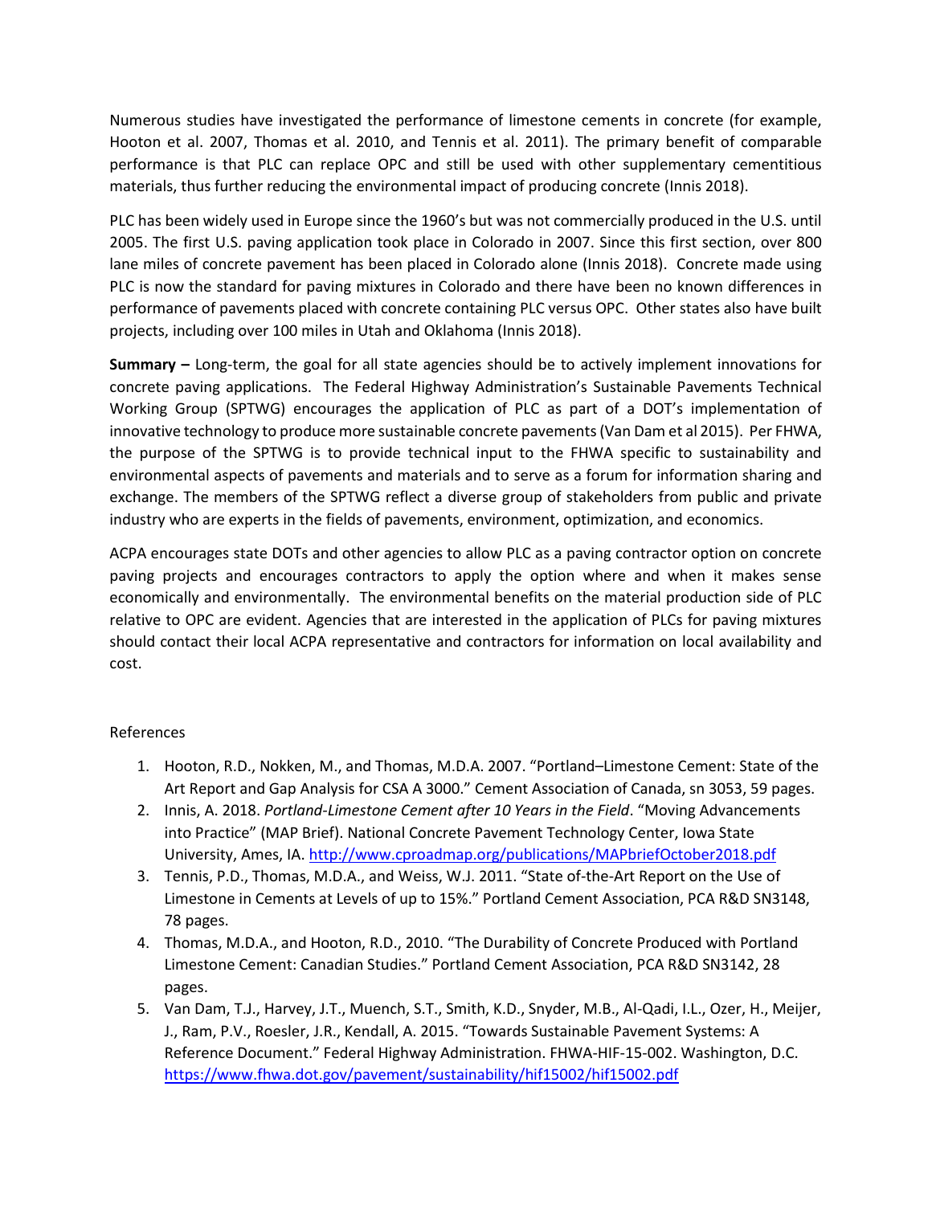Numerous studies have investigated the performance of limestone cements in concrete (for example, Hooton et al. 2007, Thomas et al. 2010, and Tennis et al. 2011). The primary benefit of comparable performance is that PLC can replace OPC and still be used with other supplementary cementitious materials, thus further reducing the environmental impact of producing concrete (Innis 2018).

PLC has been widely used in Europe since the 1960's but was not commercially produced in the U.S. until 2005. The first U.S. paving application took place in Colorado in 2007. Since this first section, over 800 lane miles of concrete pavement has been placed in Colorado alone (Innis 2018). Concrete made using PLC is now the standard for paving mixtures in Colorado and there have been no known differences in performance of pavements placed with concrete containing PLC versus OPC. Other states also have built projects, including over 100 miles in Utah and Oklahoma (Innis 2018).

**Summary –** Long-term, the goal for all state agencies should be to actively implement innovations for concrete paving applications. The Federal Highway Administration's Sustainable Pavements Technical Working Group (SPTWG) encourages the application of PLC as part of a DOT's implementation of innovative technology to produce more sustainable concrete pavements (Van Dam et al 2015). Per FHWA, the purpose of the SPTWG is to provide technical input to the FHWA specific to sustainability and environmental aspects of pavements and materials and to serve as a forum for information sharing and exchange. The members of the SPTWG reflect a diverse group of stakeholders from public and private industry who are experts in the fields of pavements, environment, optimization, and economics.

ACPA encourages state DOTs and other agencies to allow PLC as a paving contractor option on concrete paving projects and encourages contractors to apply the option where and when it makes sense economically and environmentally. The environmental benefits on the material production side of PLC relative to OPC are evident. Agencies that are interested in the application of PLCs for paving mixtures should contact their local ACPA representative and contractors for information on local availability and cost.

References

1. Hooton, R.D., Nokken, M., and Thomas, M.D.A. 2007. "Portland–Limestone Cement: State of the Art Report and Gap Analysis for CSA A 3000." Cement Association of Canada, sn 3053, 59 pages.
2. Innis, A. 2018. *Portland-Limestone Cement after 10 Years in the Field*. "Moving Advancements into Practice" (MAP Brief). National Concrete Pavement Technology Center, Iowa State University, Ames, IA. http://www.cproadmap.org/publications/MAPbriefOctober2018.pdf
3. Tennis, P.D., Thomas, M.D.A., and Weiss, W.J. 2011. "State-of-the-Art Report on the Use of Limestone in Cements at Levels of up to 15%." Portland Cement Association, PCA R&D SN3148, 78 pages.
4. Thomas, M.D.A., and Hooton, R.D., 2010. "The Durability of Concrete Produced with Portland Limestone Cement: Canadian Studies." Portland Cement Association, PCA R&D SN3142, 28 pages.
5. Van Dam, T.J., Harvey, J.T., Muench, S.T., Smith, K.D., Snyder, M.B., Al-Qadi, I.L., Ozer, H., Meijer, J., Ram, P.V., Roesler, J.R., Kendall, A. 2015. "Towards Sustainable Pavement Systems: A Reference Document." Federal Highway Administration. FHWA-HIF-15-002. Washington, D.C. https://www.fhwa.dot.gov/pavement/sustainability/hif15002/hif15002.pdf